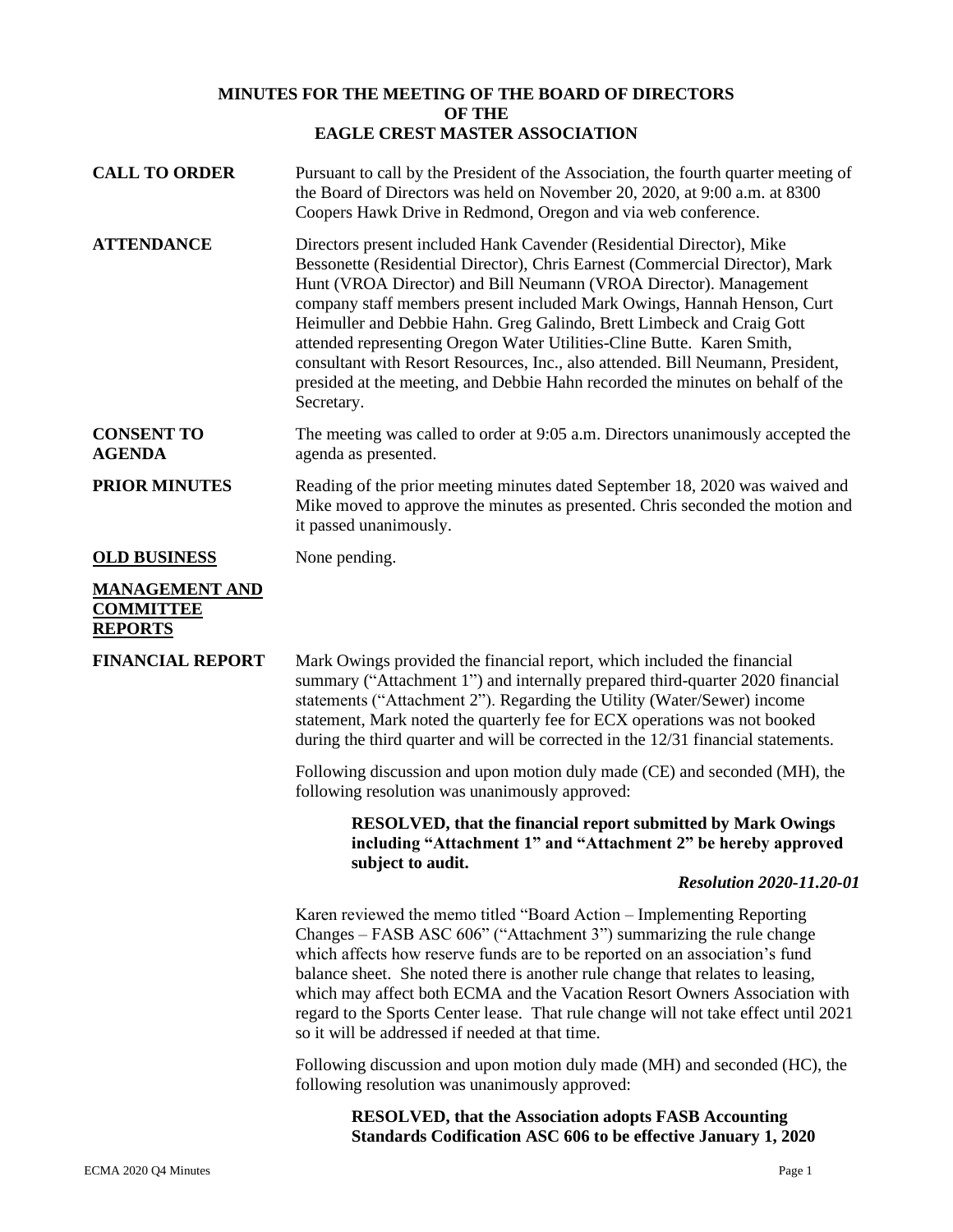**MINUTES FOR THE MEETING OF THE BOARD OF DIRECTORS**
**OF THE**
**EAGLE CREST MASTER ASSOCIATION**

**CALL TO ORDER**

Pursuant to call by the President of the Association, the fourth quarter meeting of the Board of Directors was held on November 20, 2020, at 9:00 a.m. at 8300 Coopers Hawk Drive in Redmond, Oregon and via web conference.

**ATTENDANCE**

Directors present included Hank Cavender (Residential Director), Mike Bessonette (Residential Director), Chris Earnest (Commercial Director), Mark Hunt (VROA Director) and Bill Neumann (VROA Director). Management company staff members present included Mark Owings, Hannah Henson, Curt Heimuller and Debbie Hahn. Greg Galindo, Brett Limbeck and Craig Gott attended representing Oregon Water Utilities-Cline Butte. Karen Smith, consultant with Resort Resources, Inc., also attended. Bill Neumann, President, presided at the meeting, and Debbie Hahn recorded the minutes on behalf of the Secretary.

**CONSENT TO AGENDA**

The meeting was called to order at 9:05 a.m. Directors unanimously accepted the agenda as presented.

**PRIOR MINUTES**

Reading of the prior meeting minutes dated September 18, 2020 was waived and Mike moved to approve the minutes as presented. Chris seconded the motion and it passed unanimously.

**OLD BUSINESS**

None pending.

**MANAGEMENT AND COMMITTEE REPORTS**

**FINANCIAL REPORT**

Mark Owings provided the financial report, which included the financial summary ("Attachment 1") and internally prepared third-quarter 2020 financial statements ("Attachment 2"). Regarding the Utility (Water/Sewer) income statement, Mark noted the quarterly fee for ECX operations was not booked during the third quarter and will be corrected in the 12/31 financial statements.

Following discussion and upon motion duly made (CE) and seconded (MH), the following resolution was unanimously approved:

> **RESOLVED, that the financial report submitted by Mark Owings including "Attachment 1" and "Attachment 2" be hereby approved subject to audit.**
>
> ***Resolution 2020-11.20-01***

Karen reviewed the memo titled "Board Action – Implementing Reporting Changes – FASB ASC 606" ("Attachment 3") summarizing the rule change which affects how reserve funds are to be reported on an association's fund balance sheet. She noted there is another rule change that relates to leasing, which may affect both ECMA and the Vacation Resort Owners Association with regard to the Sports Center lease. That rule change will not take effect until 2021 so it will be addressed if needed at that time.

Following discussion and upon motion duly made (MH) and seconded (HC), the following resolution was unanimously approved:

> **RESOLVED, that the Association adopts FASB Accounting Standards Codification ASC 606 to be effective January 1, 2020**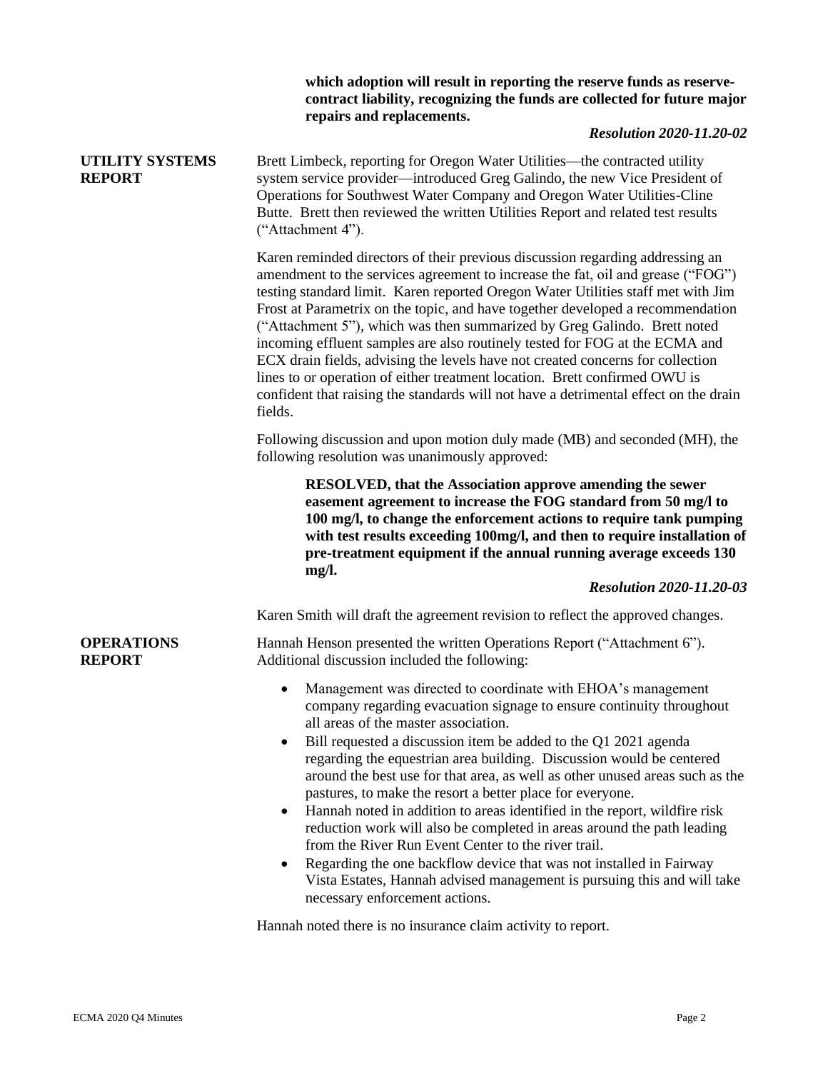**which adoption will result in reporting the reserve funds as reserve-contract liability, recognizing the funds are collected for future major repairs and replacements.**

***Resolution 2020-11.20-02***

**UTILITY SYSTEMS REPORT**

Brett Limbeck, reporting for Oregon Water Utilities—the contracted utility system service provider—introduced Greg Galindo, the new Vice President of Operations for Southwest Water Company and Oregon Water Utilities-Cline Butte. Brett then reviewed the written Utilities Report and related test results ("Attachment 4").

Karen reminded directors of their previous discussion regarding addressing an amendment to the services agreement to increase the fat, oil and grease ("FOG") testing standard limit. Karen reported Oregon Water Utilities staff met with Jim Frost at Parametrix on the topic, and have together developed a recommendation ("Attachment 5"), which was then summarized by Greg Galindo. Brett noted incoming effluent samples are also routinely tested for FOG at the ECMA and ECX drain fields, advising the levels have not created concerns for collection lines to or operation of either treatment location. Brett confirmed OWU is confident that raising the standards will not have a detrimental effect on the drain fields.

Following discussion and upon motion duly made (MB) and seconded (MH), the following resolution was unanimously approved:

**RESOLVED, that the Association approve amending the sewer easement agreement to increase the FOG standard from 50 mg/l to 100 mg/l, to change the enforcement actions to require tank pumping with test results exceeding 100mg/l, and then to require installation of pre-treatment equipment if the annual running average exceeds 130 mg/l.**

***Resolution 2020-11.20-03***

Karen Smith will draft the agreement revision to reflect the approved changes.

**OPERATIONS REPORT**

Hannah Henson presented the written Operations Report ("Attachment 6"). Additional discussion included the following:

- Management was directed to coordinate with EHOA's management company regarding evacuation signage to ensure continuity throughout all areas of the master association.
- Bill requested a discussion item be added to the Q1 2021 agenda regarding the equestrian area building. Discussion would be centered around the best use for that area, as well as other unused areas such as the pastures, to make the resort a better place for everyone.
- Hannah noted in addition to areas identified in the report, wildfire risk reduction work will also be completed in areas around the path leading from the River Run Event Center to the river trail.
- Regarding the one backflow device that was not installed in Fairway Vista Estates, Hannah advised management is pursuing this and will take necessary enforcement actions.

Hannah noted there is no insurance claim activity to report.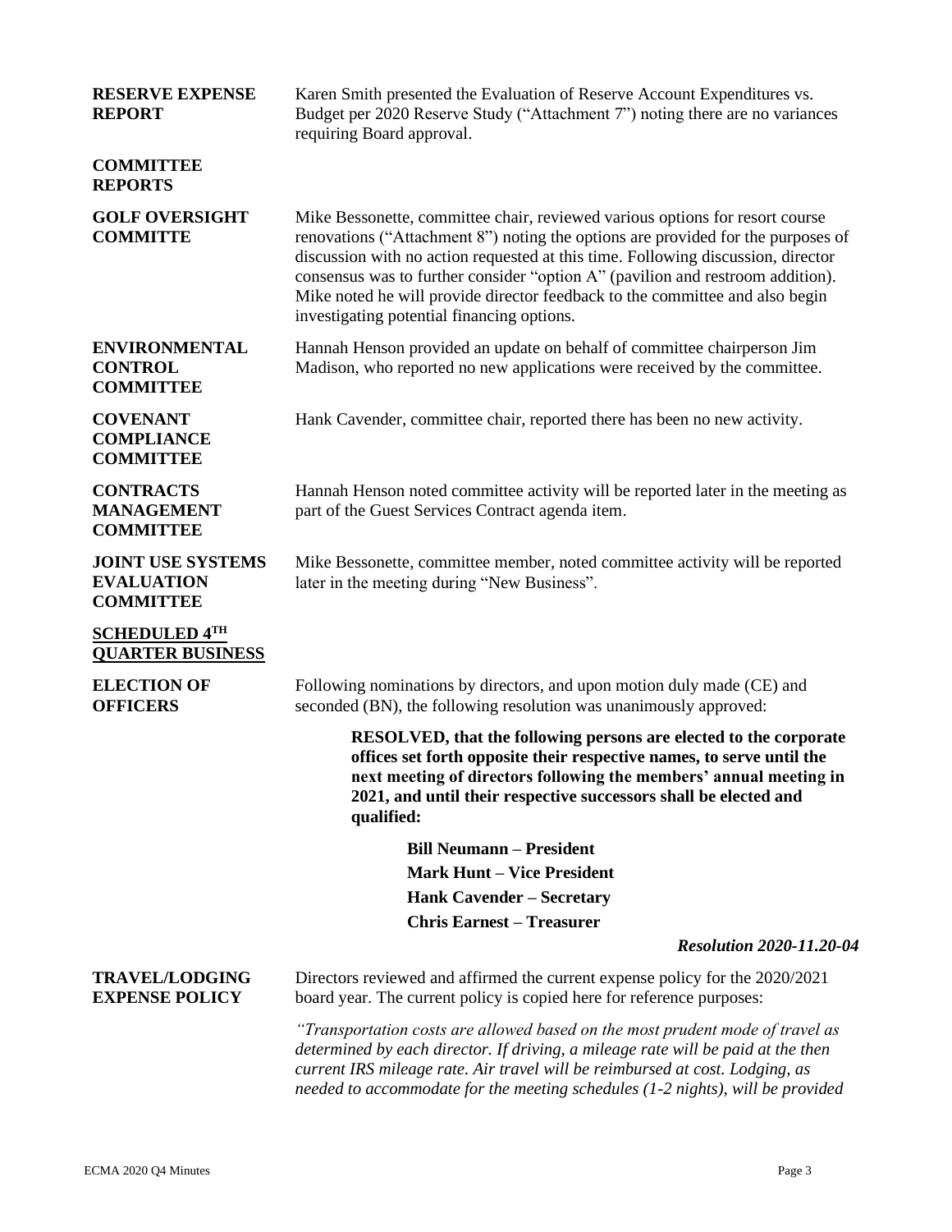**RESERVE EXPENSE REPORT**

Karen Smith presented the Evaluation of Reserve Account Expenditures vs. Budget per 2020 Reserve Study ("Attachment 7") noting there are no variances requiring Board approval.

**COMMITTEE REPORTS**

**GOLF OVERSIGHT COMMITTE**

Mike Bessonette, committee chair, reviewed various options for resort course renovations ("Attachment 8") noting the options are provided for the purposes of discussion with no action requested at this time. Following discussion, director consensus was to further consider "option A" (pavilion and restroom addition). Mike noted he will provide director feedback to the committee and also begin investigating potential financing options.

**ENVIRONMENTAL CONTROL COMMITTEE**

Hannah Henson provided an update on behalf of committee chairperson Jim Madison, who reported no new applications were received by the committee.

**COVENANT COMPLIANCE COMMITTEE**

Hank Cavender, committee chair, reported there has been no new activity.

**CONTRACTS MANAGEMENT COMMITTEE**

Hannah Henson noted committee activity will be reported later in the meeting as part of the Guest Services Contract agenda item.

**JOINT USE SYSTEMS EVALUATION COMMITTEE**

Mike Bessonette, committee member, noted committee activity will be reported later in the meeting during "New Business".

**SCHEDULED 4TH QUARTER BUSINESS**

**ELECTION OF OFFICERS**

Following nominations by directors, and upon motion duly made (CE) and seconded (BN), the following resolution was unanimously approved:

> **RESOLVED, that the following persons are elected to the corporate offices set forth opposite their respective names, to serve until the next meeting of directors following the members' annual meeting in 2021, and until their respective successors shall be elected and qualified:**
>
> **Bill Neumann – President**
> **Mark Hunt – Vice President**
> **Hank Cavender – Secretary**
> **Chris Earnest – Treasurer**

***Resolution 2020-11.20-04***

**TRAVEL/LODGING EXPENSE POLICY**

Directors reviewed and affirmed the current expense policy for the 2020/2021 board year. The current policy is copied here for reference purposes:

*"Transportation costs are allowed based on the most prudent mode of travel as determined by each director. If driving, a mileage rate will be paid at the then current IRS mileage rate. Air travel will be reimbursed at cost. Lodging, as needed to accommodate for the meeting schedules (1-2 nights), will be provided*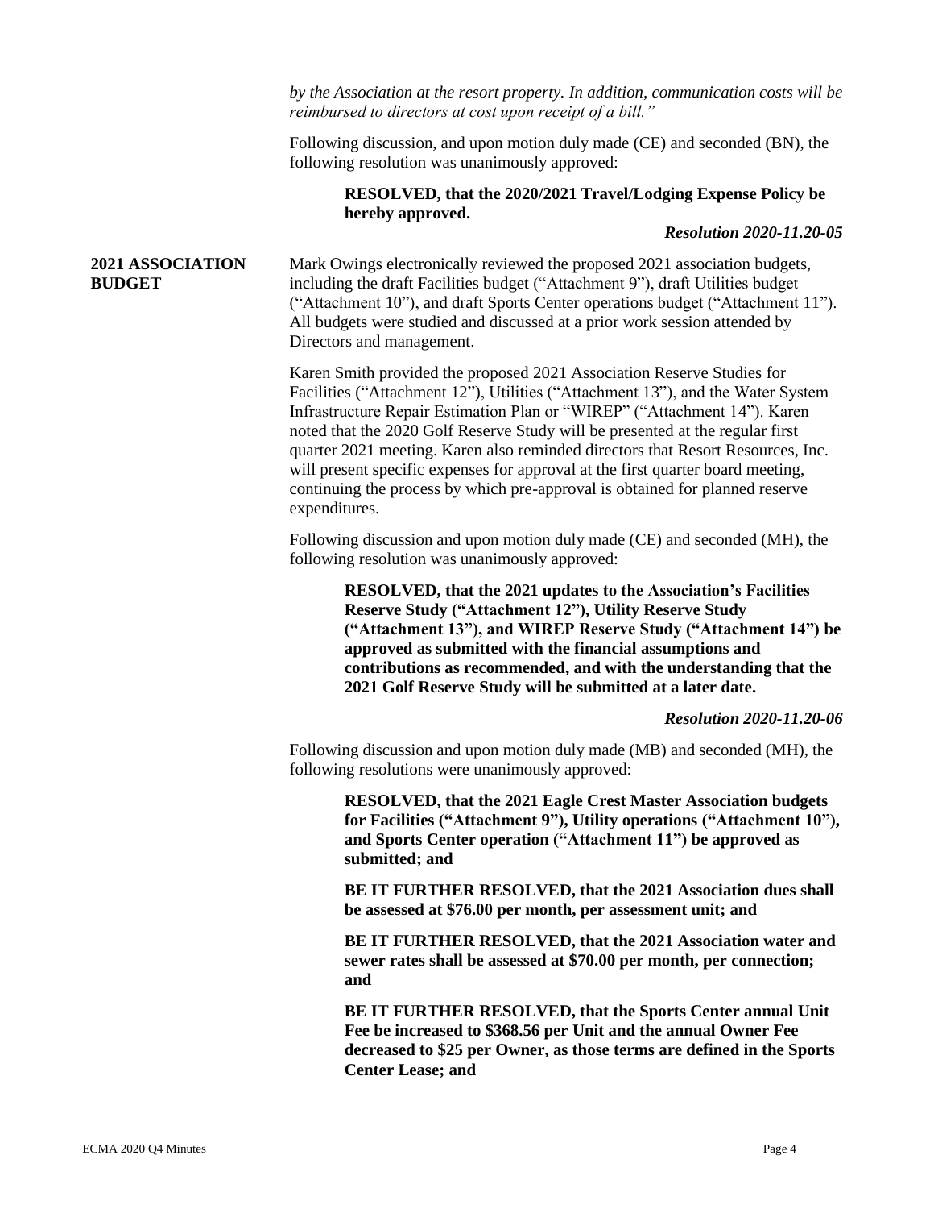*by the Association at the resort property. In addition, communication costs will be reimbursed to directors at cost upon receipt of a bill."*

Following discussion, and upon motion duly made (CE) and seconded (BN), the following resolution was unanimously approved:

> **RESOLVED, that the 2020/2021 Travel/Lodging Expense Policy be hereby approved.**
>
> ***Resolution 2020-11.20-05***

## 2021 ASSOCIATION BUDGET

Mark Owings electronically reviewed the proposed 2021 association budgets, including the draft Facilities budget ("Attachment 9"), draft Utilities budget ("Attachment 10"), and draft Sports Center operations budget ("Attachment 11"). All budgets were studied and discussed at a prior work session attended by Directors and management.

Karen Smith provided the proposed 2021 Association Reserve Studies for Facilities ("Attachment 12"), Utilities ("Attachment 13"), and the Water System Infrastructure Repair Estimation Plan or "WIREP" ("Attachment 14"). Karen noted that the 2020 Golf Reserve Study will be presented at the regular first quarter 2021 meeting. Karen also reminded directors that Resort Resources, Inc. will present specific expenses for approval at the first quarter board meeting, continuing the process by which pre-approval is obtained for planned reserve expenditures.

Following discussion and upon motion duly made (CE) and seconded (MH), the following resolution was unanimously approved:

> **RESOLVED, that the 2021 updates to the Association's Facilities Reserve Study ("Attachment 12"), Utility Reserve Study ("Attachment 13"), and WIREP Reserve Study ("Attachment 14") be approved as submitted with the financial assumptions and contributions as recommended, and with the understanding that the 2021 Golf Reserve Study will be submitted at a later date.**
>
> ***Resolution 2020-11.20-06***

Following discussion and upon motion duly made (MB) and seconded (MH), the following resolutions were unanimously approved:

> **RESOLVED, that the 2021 Eagle Crest Master Association budgets for Facilities ("Attachment 9"), Utility operations ("Attachment 10"), and Sports Center operation ("Attachment 11") be approved as submitted; and**
>
> **BE IT FURTHER RESOLVED, that the 2021 Association dues shall be assessed at $76.00 per month, per assessment unit; and**
>
> **BE IT FURTHER RESOLVED, that the 2021 Association water and sewer rates shall be assessed at $70.00 per month, per connection; and**
>
> **BE IT FURTHER RESOLVED, that the Sports Center annual Unit Fee be increased to $368.56 per Unit and the annual Owner Fee decreased to $25 per Owner, as those terms are defined in the Sports Center Lease; and**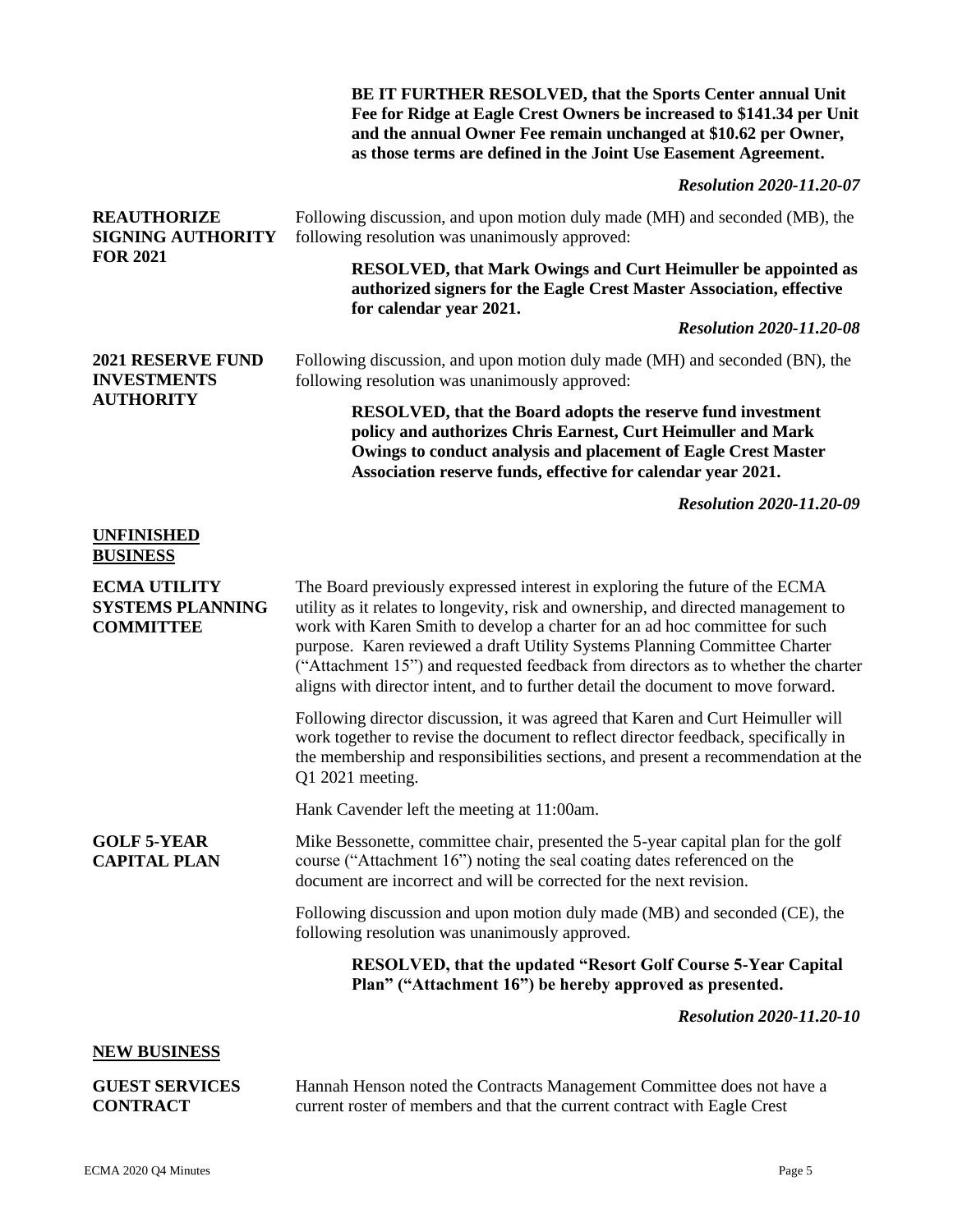**BE IT FURTHER RESOLVED, that the Sports Center annual Unit Fee for Ridge at Eagle Crest Owners be increased to $141.34 per Unit and the annual Owner Fee remain unchanged at $10.62 per Owner, as those terms are defined in the Joint Use Easement Agreement.**

***Resolution 2020-11.20-07***

**REAUTHORIZE SIGNING AUTHORITY FOR 2021**

Following discussion, and upon motion duly made (MH) and seconded (MB), the following resolution was unanimously approved:

**RESOLVED, that Mark Owings and Curt Heimuller be appointed as authorized signers for the Eagle Crest Master Association, effective for calendar year 2021.**

***Resolution 2020-11.20-08***

**2021 RESERVE FUND INVESTMENTS AUTHORITY**

Following discussion, and upon motion duly made (MH) and seconded (BN), the following resolution was unanimously approved:

**RESOLVED, that the Board adopts the reserve fund investment policy and authorizes Chris Earnest, Curt Heimuller and Mark Owings to conduct analysis and placement of Eagle Crest Master Association reserve funds, effective for calendar year 2021.**

***Resolution 2020-11.20-09***

## UNFINISHED BUSINESS

**ECMA UTILITY SYSTEMS PLANNING COMMITTEE**

The Board previously expressed interest in exploring the future of the ECMA utility as it relates to longevity, risk and ownership, and directed management to work with Karen Smith to develop a charter for an ad hoc committee for such purpose. Karen reviewed a draft Utility Systems Planning Committee Charter ("Attachment 15") and requested feedback from directors as to whether the charter aligns with director intent, and to further detail the document to move forward.

Following director discussion, it was agreed that Karen and Curt Heimuller will work together to revise the document to reflect director feedback, specifically in the membership and responsibilities sections, and present a recommendation at the Q1 2021 meeting.

Hank Cavender left the meeting at 11:00am.

**GOLF 5-YEAR CAPITAL PLAN**

Mike Bessonette, committee chair, presented the 5-year capital plan for the golf course ("Attachment 16") noting the seal coating dates referenced on the document are incorrect and will be corrected for the next revision.

Following discussion and upon motion duly made (MB) and seconded (CE), the following resolution was unanimously approved.

**RESOLVED, that the updated "Resort Golf Course 5-Year Capital Plan" ("Attachment 16") be hereby approved as presented.**

***Resolution 2020-11.20-10***

## NEW BUSINESS

**GUEST SERVICES CONTRACT**

Hannah Henson noted the Contracts Management Committee does not have a current roster of members and that the current contract with Eagle Crest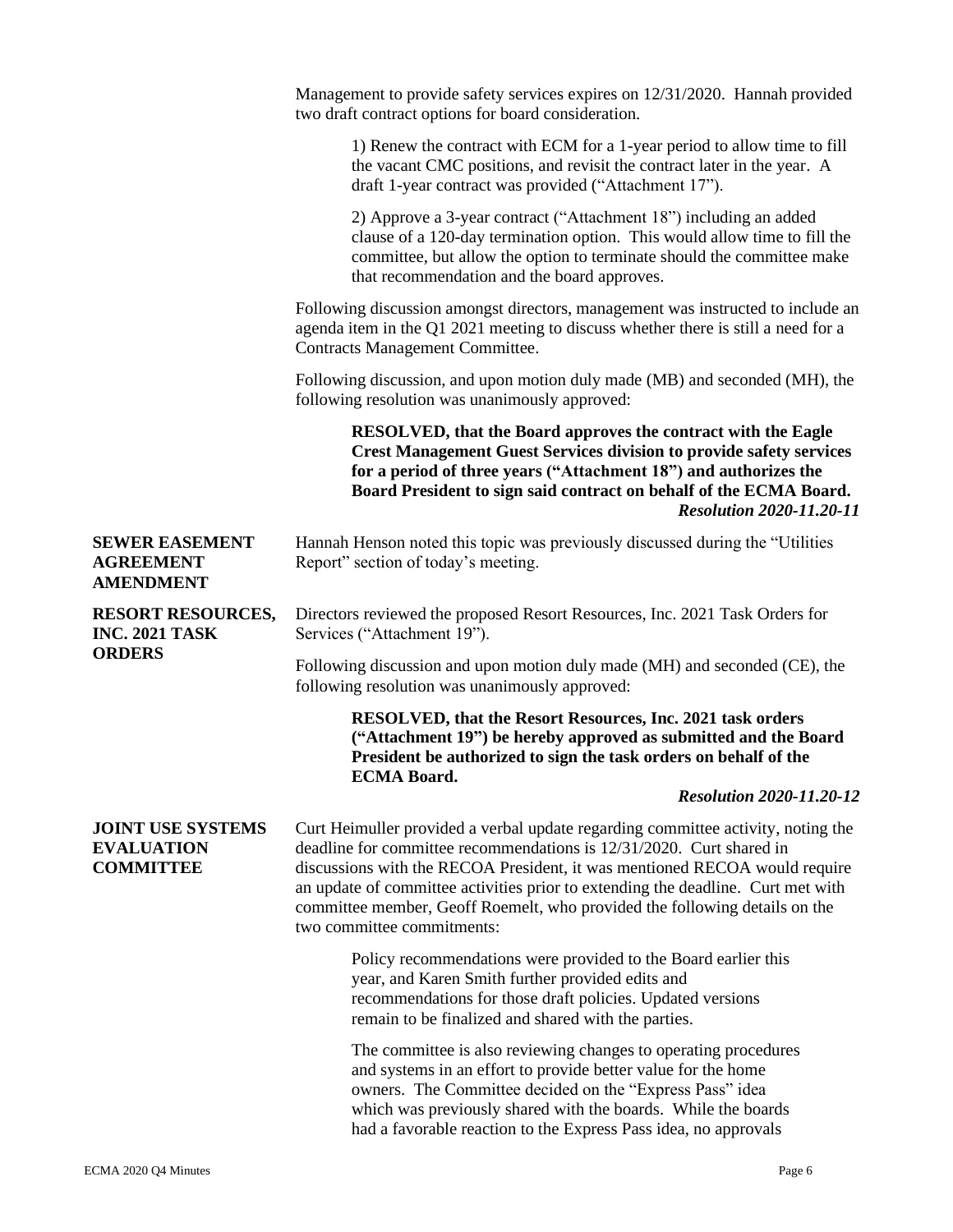Management to provide safety services expires on 12/31/2020. Hannah provided two draft contract options for board consideration.

> 1) Renew the contract with ECM for a 1-year period to allow time to fill the vacant CMC positions, and revisit the contract later in the year. A draft 1-year contract was provided ("Attachment 17").
>
> 2) Approve a 3-year contract ("Attachment 18") including an added clause of a 120-day termination option. This would allow time to fill the committee, but allow the option to terminate should the committee make that recommendation and the board approves.

Following discussion amongst directors, management was instructed to include an agenda item in the Q1 2021 meeting to discuss whether there is still a need for a Contracts Management Committee.

Following discussion, and upon motion duly made (MB) and seconded (MH), the following resolution was unanimously approved:

> **RESOLVED, that the Board approves the contract with the Eagle Crest Management Guest Services division to provide safety services for a period of three years ("Attachment 18") and authorizes the Board President to sign said contract on behalf of the ECMA Board.**
>
> ***Resolution 2020-11.20-11***

**SEWER EASEMENT AGREEMENT AMENDMENT**

Hannah Henson noted this topic was previously discussed during the "Utilities Report" section of today's meeting.

**RESORT RESOURCES, INC. 2021 TASK ORDERS**

Directors reviewed the proposed Resort Resources, Inc. 2021 Task Orders for Services ("Attachment 19").

Following discussion and upon motion duly made (MH) and seconded (CE), the following resolution was unanimously approved:

> **RESOLVED, that the Resort Resources, Inc. 2021 task orders ("Attachment 19") be hereby approved as submitted and the Board President be authorized to sign the task orders on behalf of the ECMA Board.**
>
> ***Resolution 2020-11.20-12***

**JOINT USE SYSTEMS EVALUATION COMMITTEE**

Curt Heimuller provided a verbal update regarding committee activity, noting the deadline for committee recommendations is 12/31/2020. Curt shared in discussions with the RECOA President, it was mentioned RECOA would require an update of committee activities prior to extending the deadline. Curt met with committee member, Geoff Roemelt, who provided the following details on the two committee commitments:

> Policy recommendations were provided to the Board earlier this year, and Karen Smith further provided edits and recommendations for those draft policies. Updated versions remain to be finalized and shared with the parties.
>
> The committee is also reviewing changes to operating procedures and systems in an effort to provide better value for the home owners. The Committee decided on the "Express Pass" idea which was previously shared with the boards. While the boards had a favorable reaction to the Express Pass idea, no approvals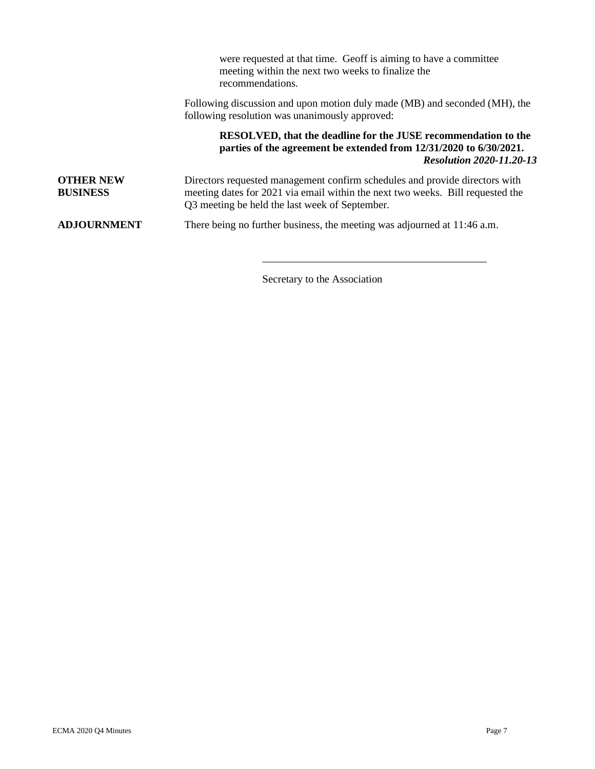were requested at that time. Geoff is aiming to have a committee meeting within the next two weeks to finalize the recommendations.

Following discussion and upon motion duly made (MB) and seconded (MH), the following resolution was unanimously approved:

**RESOLVED, that the deadline for the JUSE recommendation to the parties of the agreement be extended from 12/31/2020 to 6/30/2021.**
***Resolution 2020-11.20-13***

**OTHER NEW BUSINESS**

Directors requested management confirm schedules and provide directors with meeting dates for 2021 via email within the next two weeks. Bill requested the Q3 meeting be held the last week of September.

**ADJOURNMENT**

There being no further business, the meeting was adjourned at 11:46 a.m.

\_\_\_\_\_\_\_\_\_\_\_\_\_\_\_\_\_\_\_\_\_\_\_\_\_\_\_\_\_\_\_\_\_\_\_\_\_\_\_\_\_\_

Secretary to the Association